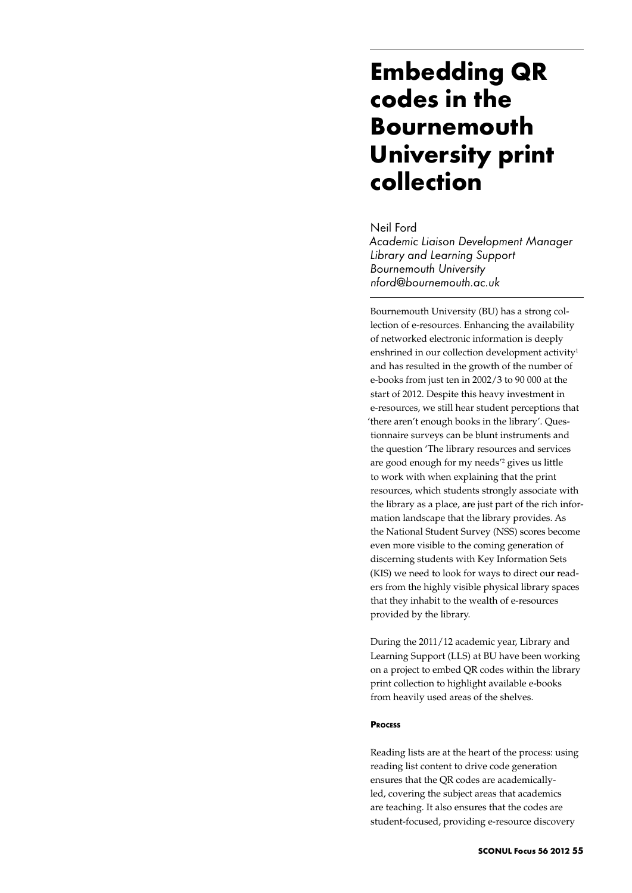# Embedding QR codes in the Bournemouth University print collection

Neil Ford
*Academic Liaison Development Manager*
*Library and Learning Support*
*Bournemouth University*
*nford@bournemouth.ac.uk*

Bournemouth University (BU) has a strong collection of e-resources. Enhancing the availability of networked electronic information is deeply enshrined in our collection development activity[1] and has resulted in the growth of the number of e-books from just ten in 2002/3 to 90 000 at the start of 2012. Despite this heavy investment in e-resources, we still hear student perceptions that 'there aren't enough books in the library'. Questionnaire surveys can be blunt instruments and the question 'The library resources and services are good enough for my needs'[2] gives us little to work with when explaining that the print resources, which students strongly associate with the library as a place, are just part of the rich information landscape that the library provides. As the National Student Survey (NSS) scores become even more visible to the coming generation of discerning students with Key Information Sets (KIS) we need to look for ways to direct our readers from the highly visible physical library spaces that they inhabit to the wealth of e-resources provided by the library.

During the 2011/12 academic year, Library and Learning Support (LLS) at BU have been working on a project to embed QR codes within the library print collection to highlight available e-books from heavily used areas of the shelves.

#### Process

Reading lists are at the heart of the process: using reading list content to drive code generation ensures that the QR codes are academically-led, covering the subject areas that academics are teaching. It also ensures that the codes are student-focused, providing e-resource discovery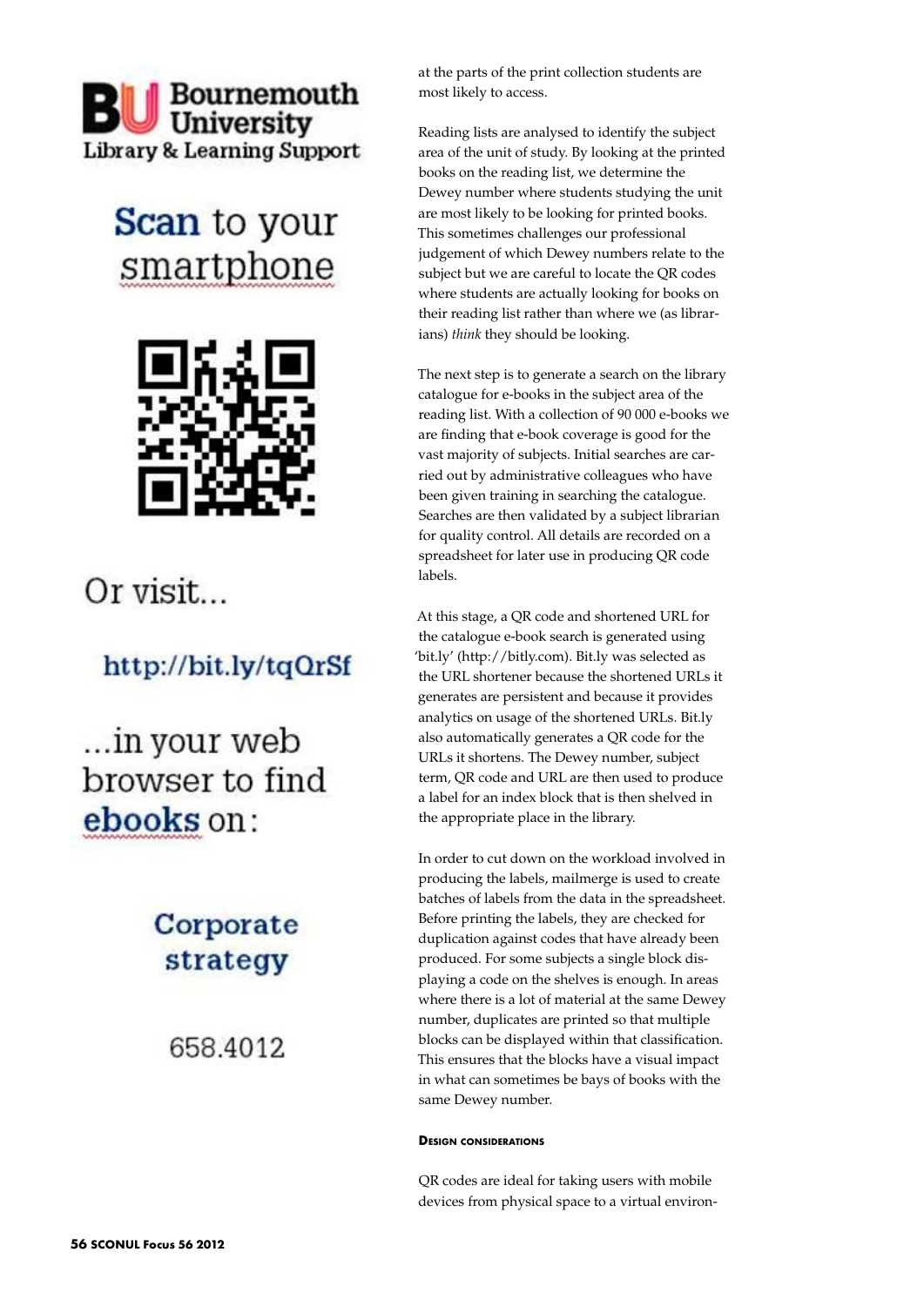Bournemouth University
Library & Learning Support

Scan to your smartphone

Or visit...

http://bit.ly/tqQrSf

...in your web browser to find ebooks on:

Corporate strategy

658.4012

at the parts of the print collection students are most likely to access.

Reading lists are analysed to identify the subject area of the unit of study. By looking at the printed books on the reading list, we determine the Dewey number where students studying the unit are most likely to be looking for printed books. This sometimes challenges our professional judgement of which Dewey numbers relate to the subject but we are careful to locate the QR codes where students are actually looking for books on their reading list rather than where we (as librarians) *think* they should be looking.

The next step is to generate a search on the library catalogue for e-books in the subject area of the reading list. With a collection of 90 000 e-books we are finding that e-book coverage is good for the vast majority of subjects. Initial searches are carried out by administrative colleagues who have been given training in searching the catalogue. Searches are then validated by a subject librarian for quality control. All details are recorded on a spreadsheet for later use in producing QR code labels.

At this stage, a QR code and shortened URL for the catalogue e-book search is generated using 'bit.ly' (http://bitly.com). Bit.ly was selected as the URL shortener because the shortened URLs it generates are persistent and because it provides analytics on usage of the shortened URLs. Bit.ly also automatically generates a QR code for the URLs it shortens. The Dewey number, subject term, QR code and URL are then used to produce a label for an index block that is then shelved in the appropriate place in the library.

In order to cut down on the workload involved in producing the labels, mailmerge is used to create batches of labels from the data in the spreadsheet. Before printing the labels, they are checked for duplication against codes that have already been produced. For some subjects a single block displaying a code on the shelves is enough. In areas where there is a lot of material at the same Dewey number, duplicates are printed so that multiple blocks can be displayed within that classification. This ensures that the blocks have a visual impact in what can sometimes be bays of books with the same Dewey number.

#### Design considerations

QR codes are ideal for taking users with mobile devices from physical space to a virtual environ-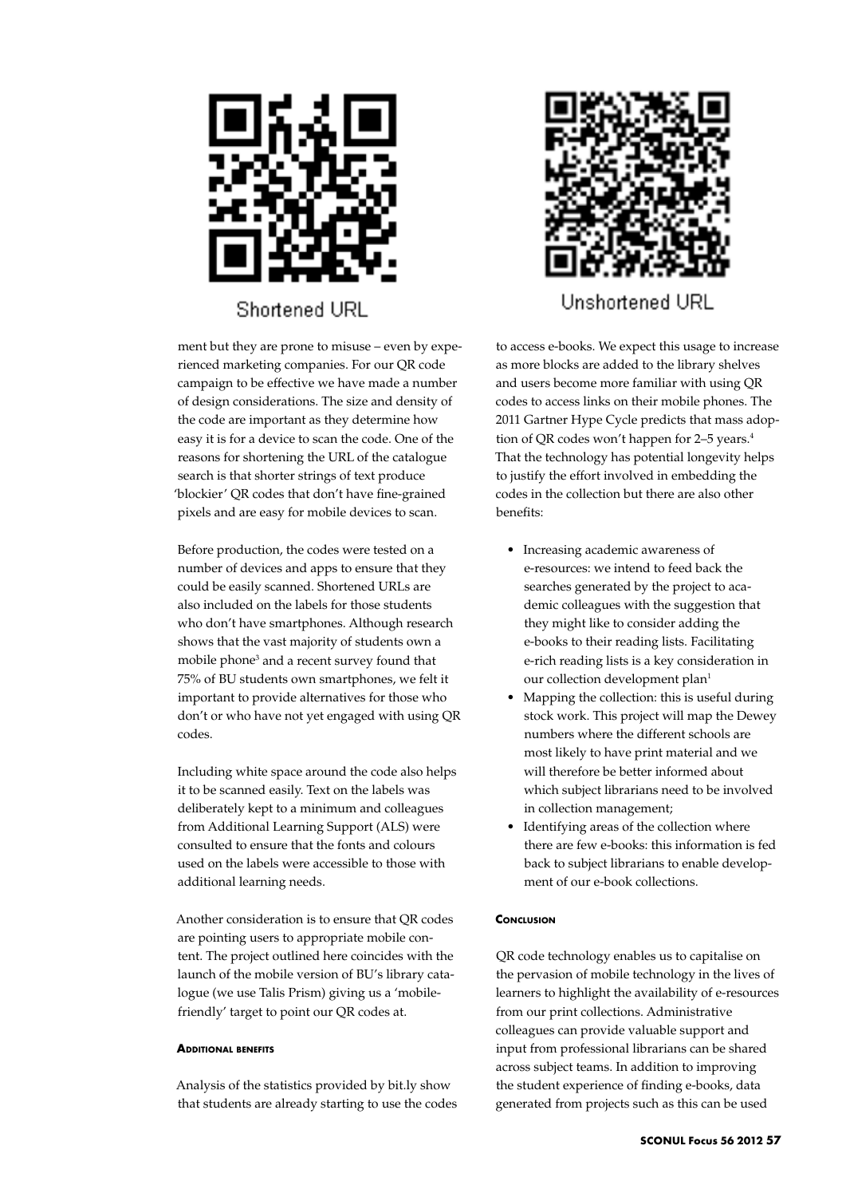Shortened URL

Unshortened URL

ment but they are prone to misuse – even by experienced marketing companies. For our QR code campaign to be effective we have made a number of design considerations. The size and density of the code are important as they determine how easy it is for a device to scan the code. One of the reasons for shortening the URL of the catalogue search is that shorter strings of text produce 'blockier' QR codes that don't have fine-grained pixels and are easy for mobile devices to scan.

Before production, the codes were tested on a number of devices and apps to ensure that they could be easily scanned. Shortened URLs are also included on the labels for those students who don't have smartphones. Although research shows that the vast majority of students own a mobile phone[3] and a recent survey found that 75% of BU students own smartphones, we felt it important to provide alternatives for those who don't or who have not yet engaged with using QR codes.

Including white space around the code also helps it to be scanned easily. Text on the labels was deliberately kept to a minimum and colleagues from Additional Learning Support (ALS) were consulted to ensure that the fonts and colours used on the labels were accessible to those with additional learning needs.

Another consideration is to ensure that QR codes are pointing users to appropriate mobile content. The project outlined here coincides with the launch of the mobile version of BU's library catalogue (we use Talis Prism) giving us a 'mobile-friendly' target to point our QR codes at.

#### Additional benefits

Analysis of the statistics provided by bit.ly show that students are already starting to use the codes to access e-books. We expect this usage to increase as more blocks are added to the library shelves and users become more familiar with using QR codes to access links on their mobile phones. The 2011 Gartner Hype Cycle predicts that mass adoption of QR codes won't happen for 2–5 years.[4] That the technology has potential longevity helps to justify the effort involved in embedding the codes in the collection but there are also other benefits:

- Increasing academic awareness of e-resources: we intend to feed back the searches generated by the project to academic colleagues with the suggestion that they might like to consider adding the e-books to their reading lists. Facilitating e-rich reading lists is a key consideration in our collection development plan[1]
- Mapping the collection: this is useful during stock work. This project will map the Dewey numbers where the different schools are most likely to have print material and we will therefore be better informed about which subject librarians need to be involved in collection management;
- Identifying areas of the collection where there are few e-books: this information is fed back to subject librarians to enable development of our e-book collections.

#### Conclusion

QR code technology enables us to capitalise on the pervasion of mobile technology in the lives of learners to highlight the availability of e-resources from our print collections. Administrative colleagues can provide valuable support and input from professional librarians can be shared across subject teams. In addition to improving the student experience of finding e-books, data generated from projects such as this can be used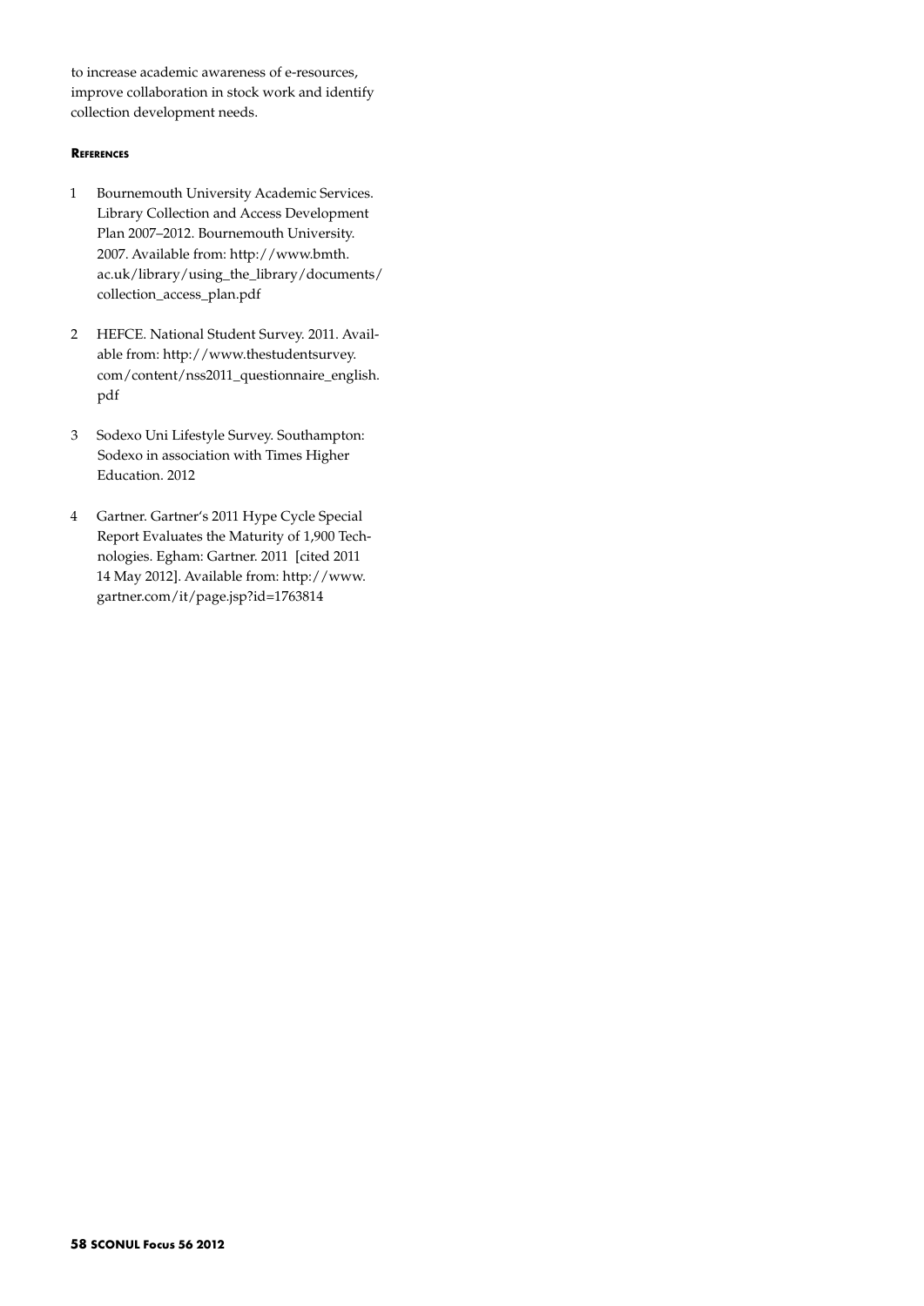to increase academic awareness of e-resources, improve collaboration in stock work and identify collection development needs.

### References

1. Bournemouth University Academic Services. Library Collection and Access Development Plan 2007–2012. Bournemouth University. 2007. Available from: http://www.bmth.ac.uk/library/using_the_library/documents/collection_access_plan.pdf

2. HEFCE. National Student Survey. 2011. Available from: http://www.thestudentsurvey.com/content/nss2011_questionnaire_english.pdf

3. Sodexo Uni Lifestyle Survey. Southampton: Sodexo in association with Times Higher Education. 2012

4. Gartner. Gartner's 2011 Hype Cycle Special Report Evaluates the Maturity of 1,900 Technologies. Egham: Gartner. 2011 [cited 2011 14 May 2012]. Available from: http://www.gartner.com/it/page.jsp?id=1763814